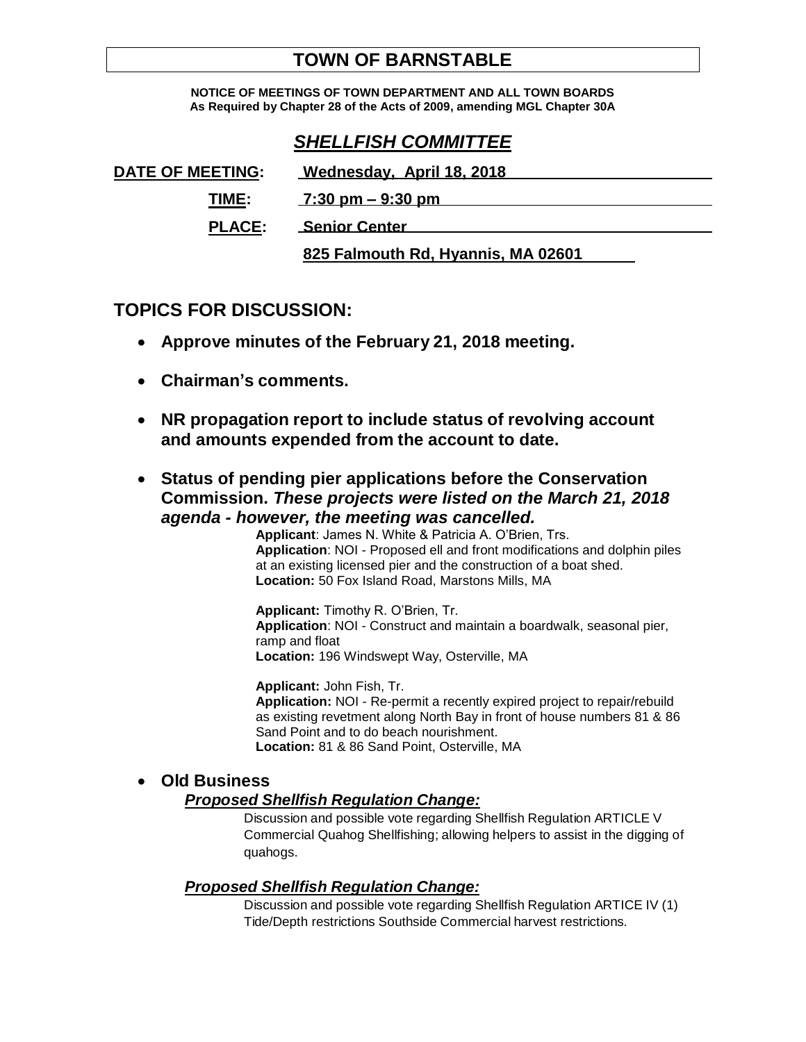# TOWN OF BARNSTABLE

**NOTICE OF MEETINGS OF TOWN DEPARTMENT AND ALL TOWN BOARDS**
**As Required by Chapter 28 of the Acts of 2009, amending MGL Chapter 30A**

## *SHELLFISH COMMITTEE*

**DATE OF MEETING:** Wednesday, April 18, 2018

**TIME:** 7:30 pm – 9:30 pm

**PLACE:** Senior Center

825 Falmouth Rd, Hyannis, MA 02601

## TOPICS FOR DISCUSSION:

- **Approve minutes of the February 21, 2018 meeting.**
- **Chairman's comments.**
- **NR propagation report to include status of revolving account and amounts expended from the account to date.**
- **Status of pending pier applications before the Conservation Commission. *These projects were listed on the March 21, 2018 agenda - however, the meeting was cancelled.***

  **Applicant**: James N. White & Patricia A. O'Brien, Trs.
  **Application**: NOI - Proposed ell and front modifications and dolphin piles at an existing licensed pier and the construction of a boat shed.
  **Location:** 50 Fox Island Road, Marstons Mills, MA

  **Applicant:** Timothy R. O'Brien, Tr.
  **Application**: NOI - Construct and maintain a boardwalk, seasonal pier, ramp and float
  **Location:** 196 Windswept Way, Osterville, MA

  **Applicant:** John Fish, Tr.
  **Application:** NOI - Re-permit a recently expired project to repair/rebuild as existing revetment along North Bay in front of house numbers 81 & 86 Sand Point and to do beach nourishment.
  **Location:** 81 & 86 Sand Point, Osterville, MA

- **Old Business**

  ***Proposed Shellfish Regulation Change:***

  Discussion and possible vote regarding Shellfish Regulation ARTICLE V Commercial Quahog Shellfishing; allowing helpers to assist in the digging of quahogs.

  ***Proposed Shellfish Regulation Change:***

  Discussion and possible vote regarding Shellfish Regulation ARTICE IV (1) Tide/Depth restrictions Southside Commercial harvest restrictions.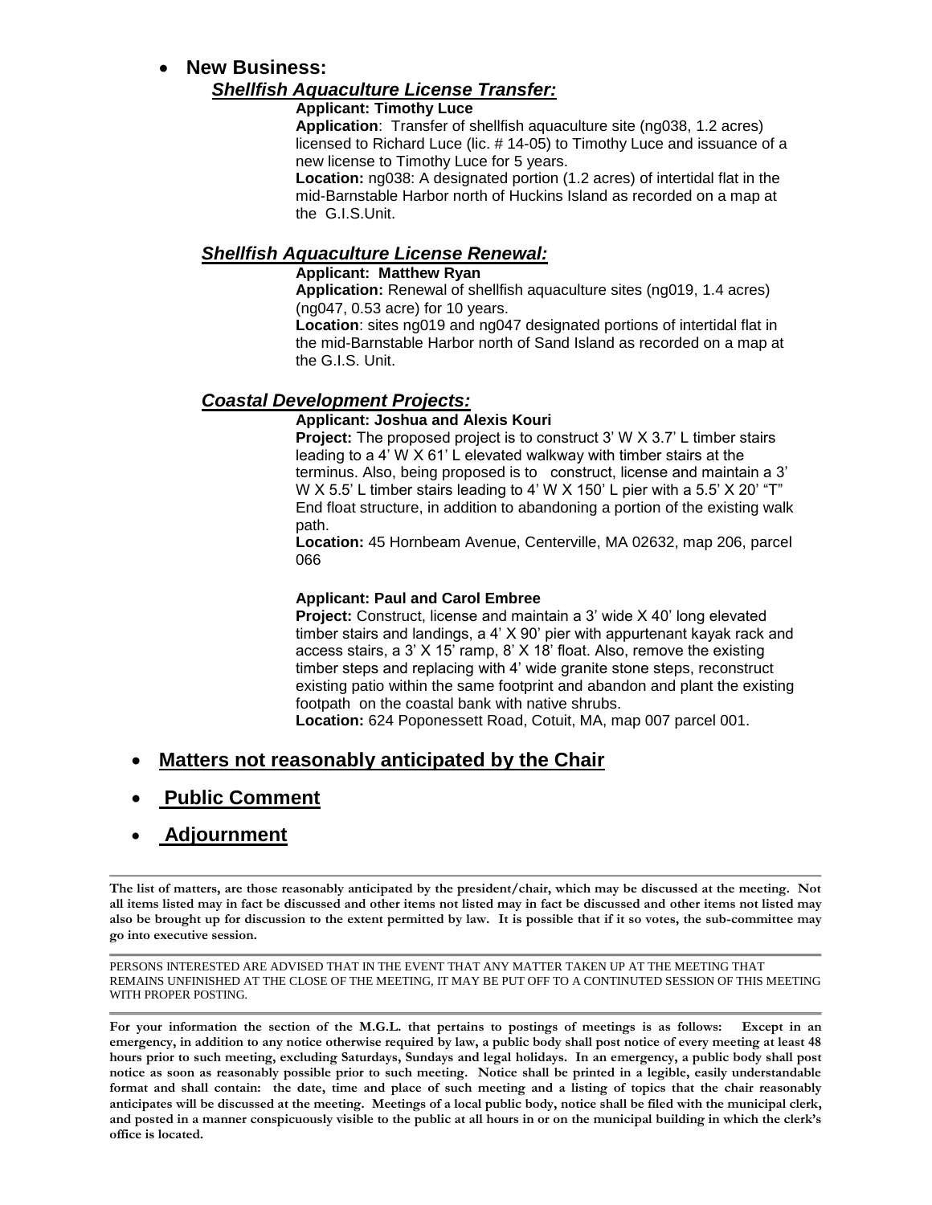- **New Business:**

  ***Shellfish Aquaculture License Transfer:***

  **Applicant: Timothy Luce**
  **Application**: Transfer of shellfish aquaculture site (ng038, 1.2 acres) licensed to Richard Luce (lic. # 14-05) to Timothy Luce and issuance of a new license to Timothy Luce for 5 years.
  **Location:** ng038: A designated portion (1.2 acres) of intertidal flat in the mid-Barnstable Harbor north of Huckins Island as recorded on a map at the G.I.S.Unit.

  ***Shellfish Aquaculture License Renewal:***

  **Applicant: Matthew Ryan**
  **Application:** Renewal of shellfish aquaculture sites (ng019, 1.4 acres) (ng047, 0.53 acre) for 10 years.
  **Location**: sites ng019 and ng047 designated portions of intertidal flat in the mid-Barnstable Harbor north of Sand Island as recorded on a map at the G.I.S. Unit.

  ***Coastal Development Projects:***

  **Applicant: Joshua and Alexis Kouri**
  **Project:** The proposed project is to construct 3' W X 3.7' L timber stairs leading to a 4' W X 61' L elevated walkway with timber stairs at the terminus. Also, being proposed is to construct, license and maintain a 3' W X 5.5' L timber stairs leading to 4' W X 150' L pier with a 5.5' X 20' "T" End float structure, in addition to abandoning a portion of the existing walk path.
  **Location:** 45 Hornbeam Avenue, Centerville, MA 02632, map 206, parcel 066

  **Applicant: Paul and Carol Embree**
  **Project:** Construct, license and maintain a 3' wide X 40' long elevated timber stairs and landings, a 4' X 90' pier with appurtenant kayak rack and access stairs, a 3' X 15' ramp, 8' X 18' float. Also, remove the existing timber steps and replacing with 4' wide granite stone steps, reconstruct existing patio within the same footprint and abandon and plant the existing footpath on the coastal bank with native shrubs.
  **Location:** 624 Poponessett Road, Cotuit, MA, map 007 parcel 001.

- **Matters not reasonably anticipated by the Chair**
- **Public Comment**
- **Adjournment**

---

**The list of matters, are those reasonably anticipated by the president/chair, which may be discussed at the meeting. Not all items listed may in fact be discussed and other items not listed may in fact be discussed and other items not listed may also be brought up for discussion to the extent permitted by law. It is possible that if it so votes, the sub-committee may go into executive session.**

---

PERSONS INTERESTED ARE ADVISED THAT IN THE EVENT THAT ANY MATTER TAKEN UP AT THE MEETING THAT REMAINS UNFINISHED AT THE CLOSE OF THE MEETING, IT MAY BE PUT OFF TO A CONTINUTED SESSION OF THIS MEETING WITH PROPER POSTING.

---

**For your information the section of the M.G.L. that pertains to postings of meetings is as follows: Except in an emergency, in addition to any notice otherwise required by law, a public body shall post notice of every meeting at least 48 hours prior to such meeting, excluding Saturdays, Sundays and legal holidays. In an emergency, a public body shall post notice as soon as reasonably possible prior to such meeting. Notice shall be printed in a legible, easily understandable format and shall contain: the date, time and place of such meeting and a listing of topics that the chair reasonably anticipates will be discussed at the meeting. Meetings of a local public body, notice shall be filed with the municipal clerk, and posted in a manner conspicuously visible to the public at all hours in or on the municipal building in which the clerk's office is located.**